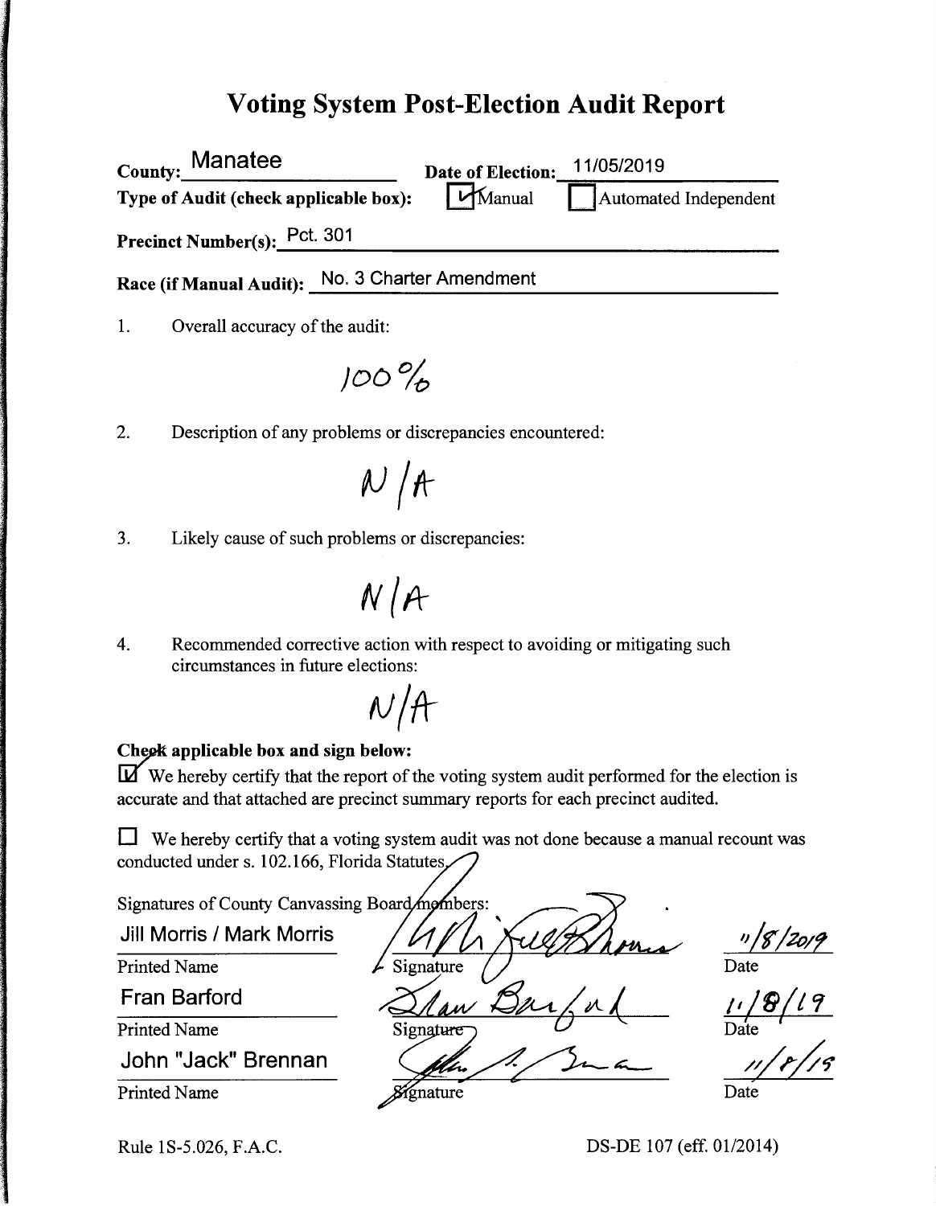# Voting System Post-Election Audit Report

**County:** Manatee **Date of Election:** 11/05/2019

**Type of Audit (check applicable box):** ☑ Manual ☐ Automated Independent

**Precinct Number(s):** Pct. 301

**Race (if Manual Audit):** No. 3 Charter Amendment

1. Overall accuracy of the audit:

   100%

2. Description of any problems or discrepancies encountered:

   N/A

3. Likely cause of such problems or discrepancies:

   N/A

4. Recommended corrective action with respect to avoiding or mitigating such circumstances in future elections:

   N/A

**Check applicable box and sign below:**

☑ We hereby certify that the report of the voting system audit performed for the election is accurate and that attached are precinct summary reports for each precinct audited.

☐ We hereby certify that a voting system audit was not done because a manual recount was conducted under s. 102.166, Florida Statutes.

Signatures of County Canvassing Board members:

| Printed Name | Signature | Date |
|---|---|---|
| Jill Morris / Mark Morris | [signature] | 11/8/2019 |
| Fran Barford | [signature] | 11/8/19 |
| John "Jack" Brennan | [signature] | 11/8/19 |

Rule 1S-5.026, F.A.C. DS-DE 107 (eff. 01/2014)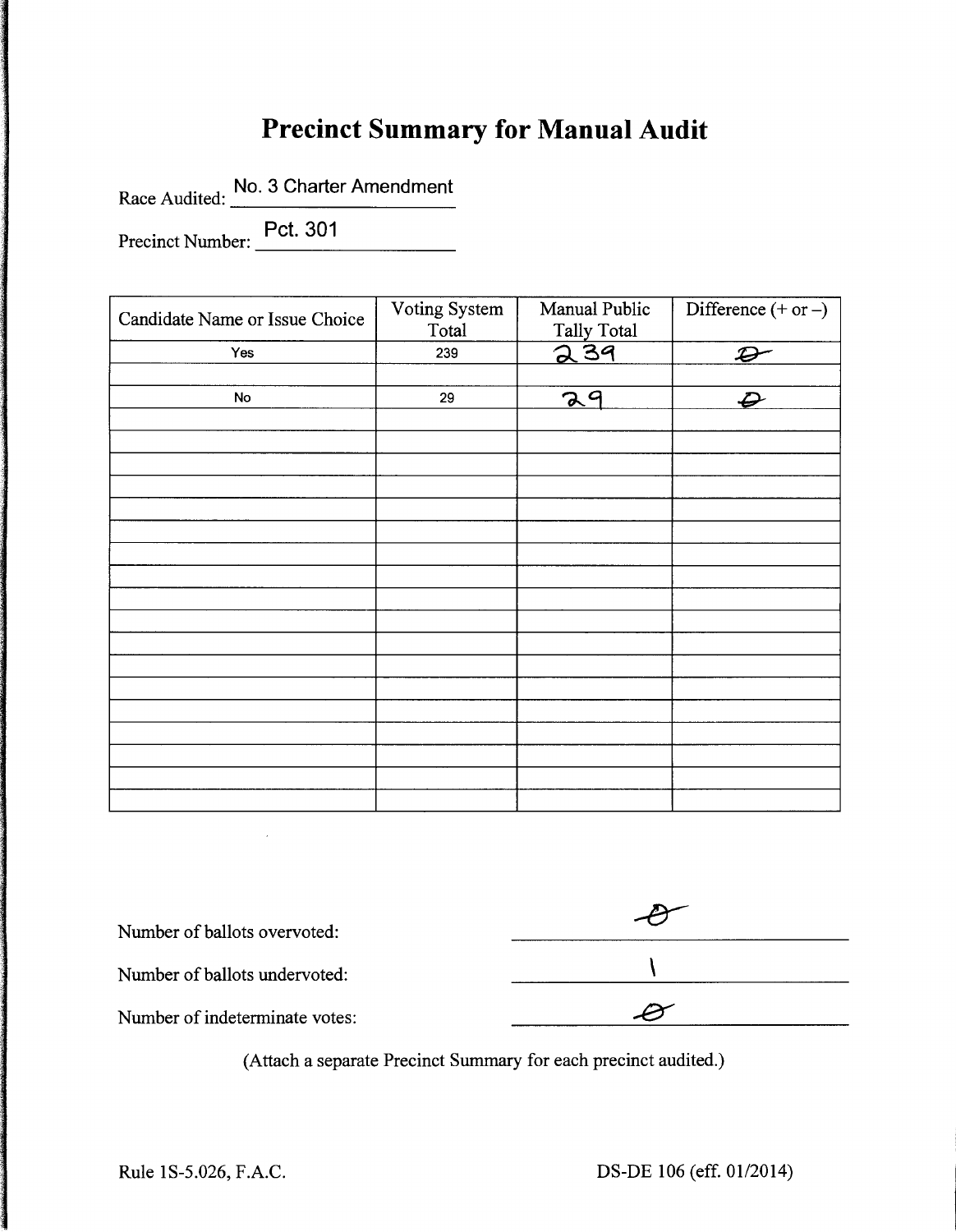# Precinct Summary for Manual Audit

Race Audited: No. 3 Charter Amendment

Precinct Number: Pct. 301

| Candidate Name or Issue Choice | Voting System Total | Manual Public Tally Total | Difference (+ or –) |
|---|---|---|---|
| Yes | 239 | 239 | 0 |
| | | | |
| No | 29 | 29 | 0 |
| | | | |
| | | | |
| | | | |
| | | | |
| | | | |
| | | | |
| | | | |
| | | | |
| | | | |
| | | | |
| | | | |
| | | | |
| | | | |
| | | | |
| | | | |
| | | | |
| | | | |

Number of ballots overvoted: 0

Number of ballots undervoted: 1

Number of indeterminate votes: 0

(Attach a separate Precinct Summary for each precinct audited.)

Rule 1S-5.026, F.A.C. DS-DE 106 (eff. 01/2014)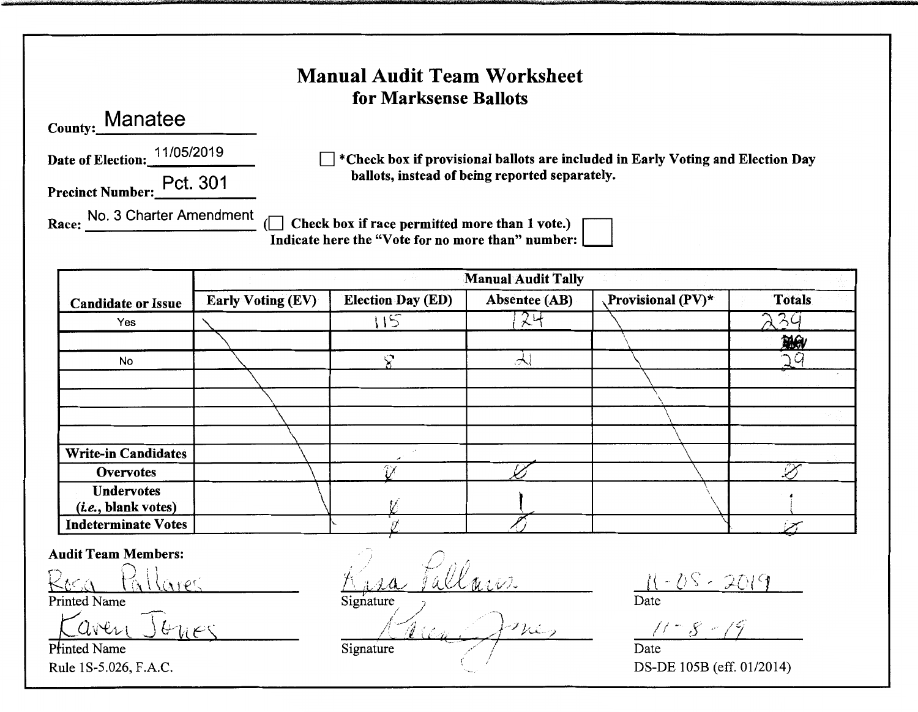# Manual Audit Team Worksheet
## for Marksense Ballots

**County:** Manatee

**Date of Election:** 11/05/2019

**Precinct Number:** Pct. 301

**Race:** No. 3 Charter Amendment

☐ *Check box if provisional ballots are included in Early Voting and Election Day ballots, instead of being reported separately.

(☐ Check box if race permitted more than 1 vote.) Indicate here the "Vote for no more than" number: ☐

| Candidate or Issue | Manual Audit Tally | | | | |
|---|---|---|---|---|---|
| | Early Voting (EV) | Election Day (ED) | Absentee (AB) | Provisional (PV)* | Totals |
| Yes | | 115 | 124 | | 239 |
| | | | | | |
| No | | 8 | 21 | | 29 |
| | | | | | |
| | | | | | |
| | | | | | |
| | | | | | |
| Write-in Candidates | | | | | |
| Overvotes | | Ø | Ø | | Ø |
| Undervotes (*i.e.*, blank votes) | | Ø | 1 | | 1 |
| Indeterminate Votes | | Ø | Ø | | Ø |

**Audit Team Members:**

| Printed Name | Signature | Date |
|---|---|---|
| Rosa Pallares | Rosa Pallares | 11-05-2019 |
| Karen Jones | Karen Jones | 11-8-19 |

Rule 1S-5.026, F.A.C.

DS-DE 105B (eff. 01/2014)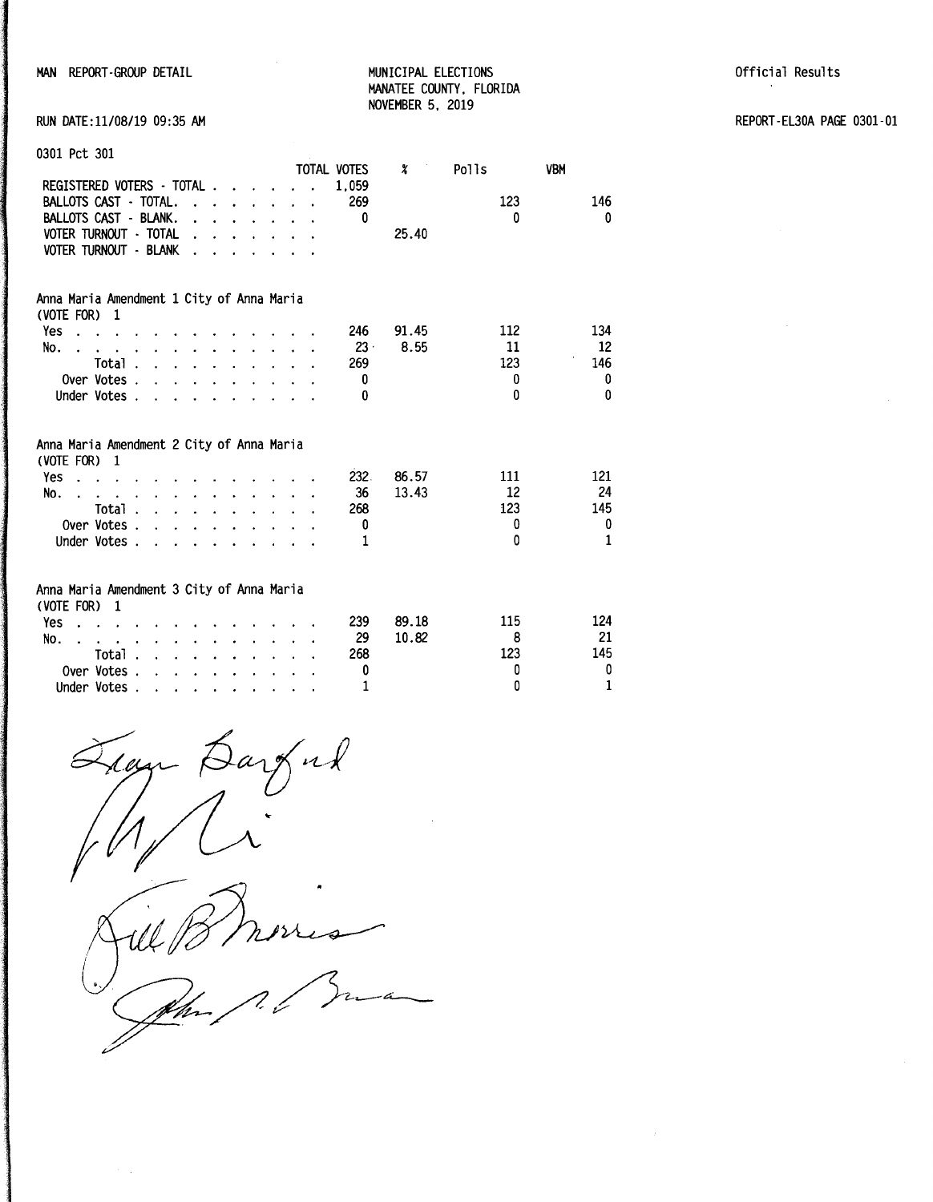MAN REPORT-GROUP DETAIL

MUNICIPAL ELECTIONS
MANATEE COUNTY, FLORIDA
NOVEMBER 5, 2019

Official Results

RUN DATE:11/08/19 09:35 AM

REPORT-EL30A PAGE 0301-01

0301 Pct 301

| | TOTAL VOTES | % | Polls | VBM |
|---|---|---|---|---|
| REGISTERED VOTERS - TOTAL | 1,059 | | | |
| BALLOTS CAST - TOTAL. | 269 | | 123 | 146 |
| BALLOTS CAST - BLANK. | 0 | | 0 | 0 |
| VOTER TURNOUT - TOTAL | | 25.40 | | |
| VOTER TURNOUT - BLANK | | | | |

Anna Maria Amendment 1 City of Anna Maria
(VOTE FOR) 1

| | TOTAL VOTES | % | Polls | VBM |
|---|---|---|---|---|
| Yes | 246 | 91.45 | 112 | 134 |
| No. | 23 | 8.55 | 11 | 12 |
| Total | 269 | | 123 | 146 |
| Over Votes | 0 | | 0 | 0 |
| Under Votes | 0 | | 0 | 0 |

Anna Maria Amendment 2 City of Anna Maria
(VOTE FOR) 1

| | TOTAL VOTES | % | Polls | VBM |
|---|---|---|---|---|
| Yes | 232 | 86.57 | 111 | 121 |
| No. | 36 | 13.43 | 12 | 24 |
| Total | 268 | | 123 | 145 |
| Over Votes | 0 | | 0 | 0 |
| Under Votes | 1 | | 0 | 1 |

Anna Maria Amendment 3 City of Anna Maria
(VOTE FOR) 1

| | TOTAL VOTES | % | Polls | VBM |
|---|---|---|---|---|
| Yes | 239 | 89.18 | 115 | 124 |
| No. | 29 | 10.82 | 8 | 21 |
| Total | 268 | | 123 | 145 |
| Over Votes | 0 | | 0 | 0 |
| Under Votes | 1 | | 0 | 1 |

Jean Barford

Bill B Morris